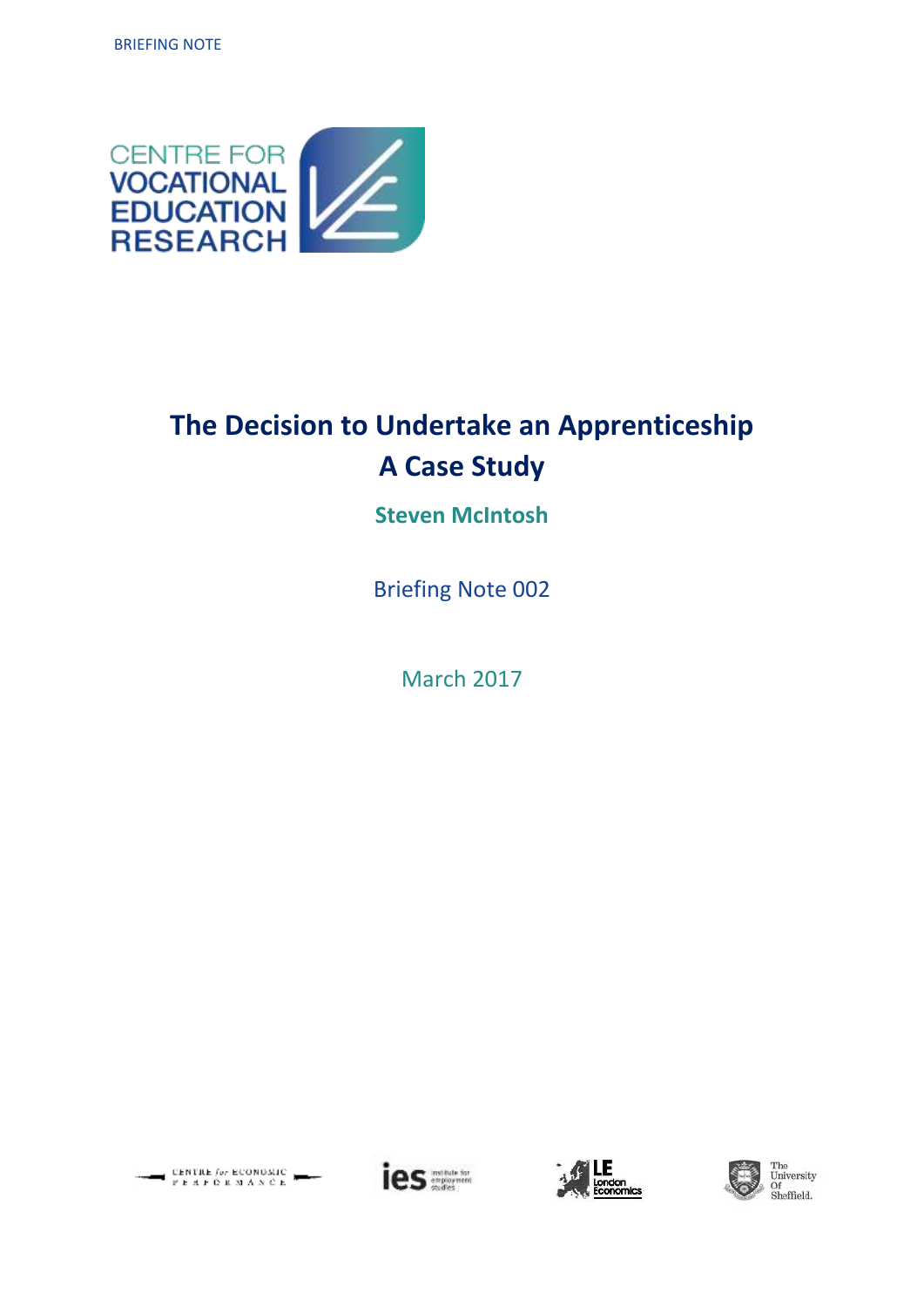BRIEFING NOTE

CENTRE FOR VOCATIONAL EDUCATION RESEARCH

# The Decision to Undertake an Apprenticeship A Case Study

**Steven McIntosh**

Briefing Note 002

March 2017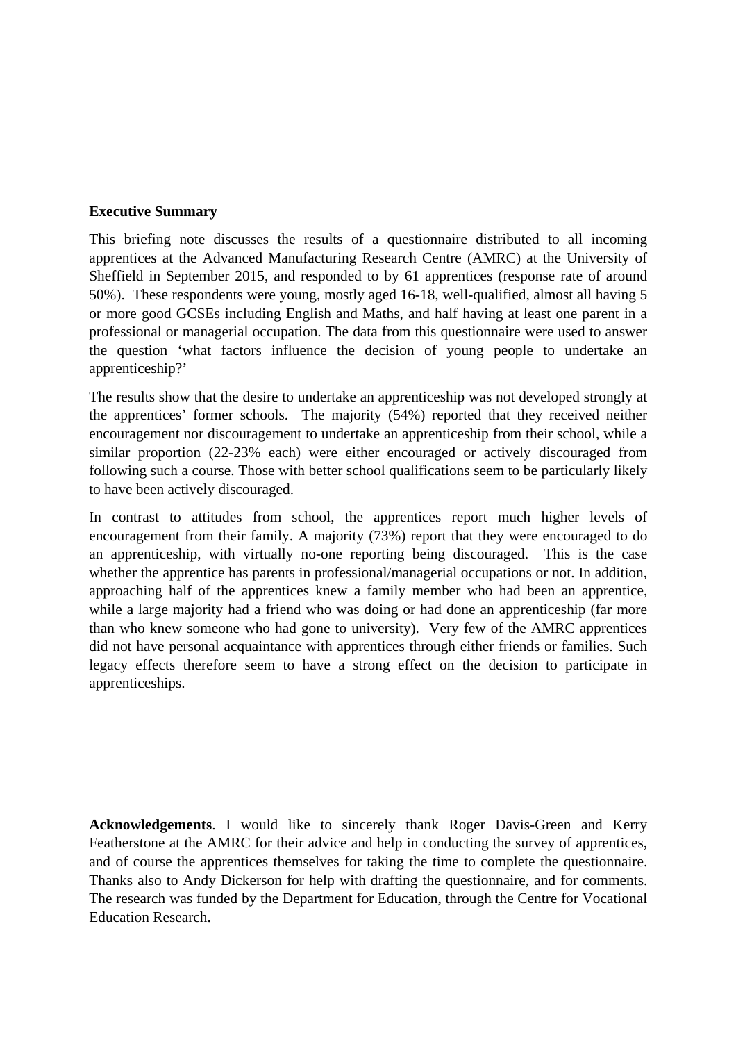**Executive Summary**

This briefing note discusses the results of a questionnaire distributed to all incoming apprentices at the Advanced Manufacturing Research Centre (AMRC) at the University of Sheffield in September 2015, and responded to by 61 apprentices (response rate of around 50%). These respondents were young, mostly aged 16-18, well-qualified, almost all having 5 or more good GCSEs including English and Maths, and half having at least one parent in a professional or managerial occupation. The data from this questionnaire were used to answer the question 'what factors influence the decision of young people to undertake an apprenticeship?'

The results show that the desire to undertake an apprenticeship was not developed strongly at the apprentices' former schools. The majority (54%) reported that they received neither encouragement nor discouragement to undertake an apprenticeship from their school, while a similar proportion (22-23% each) were either encouraged or actively discouraged from following such a course. Those with better school qualifications seem to be particularly likely to have been actively discouraged.

In contrast to attitudes from school, the apprentices report much higher levels of encouragement from their family. A majority (73%) report that they were encouraged to do an apprenticeship, with virtually no-one reporting being discouraged. This is the case whether the apprentice has parents in professional/managerial occupations or not. In addition, approaching half of the apprentices knew a family member who had been an apprentice, while a large majority had a friend who was doing or had done an apprenticeship (far more than who knew someone who had gone to university). Very few of the AMRC apprentices did not have personal acquaintance with apprentices through either friends or families. Such legacy effects therefore seem to have a strong effect on the decision to participate in apprenticeships.

**Acknowledgements**. I would like to sincerely thank Roger Davis-Green and Kerry Featherstone at the AMRC for their advice and help in conducting the survey of apprentices, and of course the apprentices themselves for taking the time to complete the questionnaire. Thanks also to Andy Dickerson for help with drafting the questionnaire, and for comments. The research was funded by the Department for Education, through the Centre for Vocational Education Research.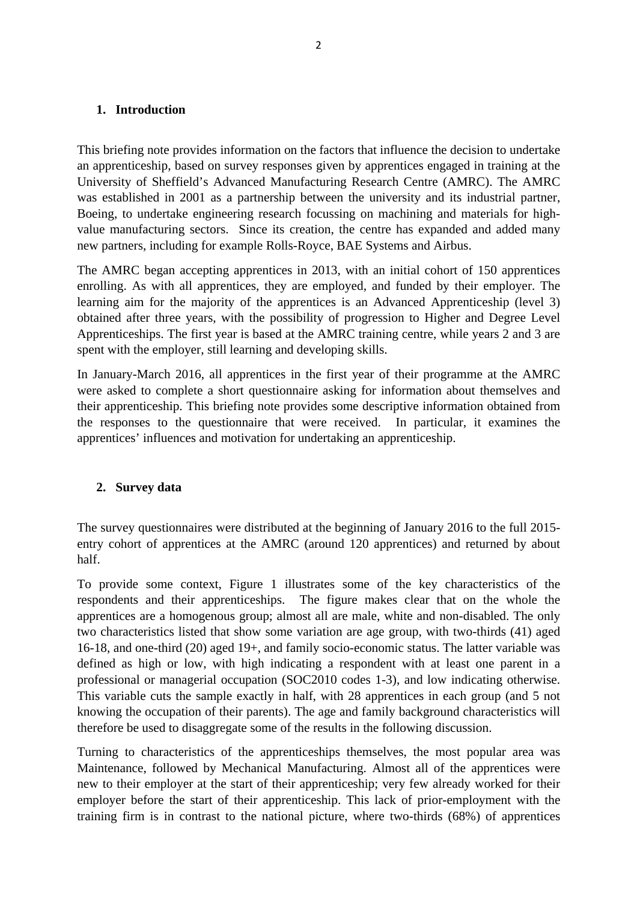## 1. Introduction

This briefing note provides information on the factors that influence the decision to undertake an apprenticeship, based on survey responses given by apprentices engaged in training at the University of Sheffield's Advanced Manufacturing Research Centre (AMRC). The AMRC was established in 2001 as a partnership between the university and its industrial partner, Boeing, to undertake engineering research focussing on machining and materials for high-value manufacturing sectors. Since its creation, the centre has expanded and added many new partners, including for example Rolls-Royce, BAE Systems and Airbus.

The AMRC began accepting apprentices in 2013, with an initial cohort of 150 apprentices enrolling. As with all apprentices, they are employed, and funded by their employer. The learning aim for the majority of the apprentices is an Advanced Apprenticeship (level 3) obtained after three years, with the possibility of progression to Higher and Degree Level Apprenticeships. The first year is based at the AMRC training centre, while years 2 and 3 are spent with the employer, still learning and developing skills.

In January-March 2016, all apprentices in the first year of their programme at the AMRC were asked to complete a short questionnaire asking for information about themselves and their apprenticeship. This briefing note provides some descriptive information obtained from the responses to the questionnaire that were received. In particular, it examines the apprentices' influences and motivation for undertaking an apprenticeship.

## 2. Survey data

The survey questionnaires were distributed at the beginning of January 2016 to the full 2015-entry cohort of apprentices at the AMRC (around 120 apprentices) and returned by about half.

To provide some context, Figure 1 illustrates some of the key characteristics of the respondents and their apprenticeships. The figure makes clear that on the whole the apprentices are a homogenous group; almost all are male, white and non-disabled. The only two characteristics listed that show some variation are age group, with two-thirds (41) aged 16-18, and one-third (20) aged 19+, and family socio-economic status. The latter variable was defined as high or low, with high indicating a respondent with at least one parent in a professional or managerial occupation (SOC2010 codes 1-3), and low indicating otherwise. This variable cuts the sample exactly in half, with 28 apprentices in each group (and 5 not knowing the occupation of their parents). The age and family background characteristics will therefore be used to disaggregate some of the results in the following discussion.

Turning to characteristics of the apprenticeships themselves, the most popular area was Maintenance, followed by Mechanical Manufacturing. Almost all of the apprentices were new to their employer at the start of their apprenticeship; very few already worked for their employer before the start of their apprenticeship. This lack of prior-employment with the training firm is in contrast to the national picture, where two-thirds (68%) of apprentices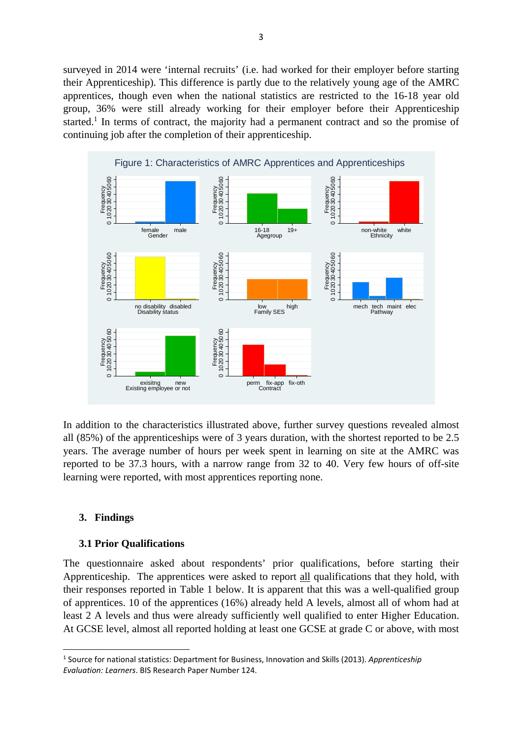surveyed in 2014 were 'internal recruits' (i.e. had worked for their employer before starting their Apprenticeship). This difference is partly due to the relatively young age of the AMRC apprentices, though even when the national statistics are restricted to the 16-18 year old group, 36% were still already working for their employer before their Apprenticeship started.[1] In terms of contract, the majority had a permanent contract and so the promise of continuing job after the completion of their apprenticeship.

Figure 1: Characteristics of AMRC Apprentices and Apprenticeships

In addition to the characteristics illustrated above, further survey questions revealed almost all (85%) of the apprenticeships were of 3 years duration, with the shortest reported to be 2.5 years. The average number of hours per week spent in learning on site at the AMRC was reported to be 37.3 hours, with a narrow range from 32 to 40. Very few hours of off-site learning were reported, with most apprentices reporting none.

## 3. Findings

### 3.1 Prior Qualifications

The questionnaire asked about respondents' prior qualifications, before starting their Apprenticeship. The apprentices were asked to report all qualifications that they hold, with their responses reported in Table 1 below. It is apparent that this was a well-qualified group of apprentices. 10 of the apprentices (16%) already held A levels, almost all of whom had at least 2 A levels and thus were already sufficiently well qualified to enter Higher Education. At GCSE level, almost all reported holding at least one GCSE at grade C or above, with most

[1] Source for national statistics: Department for Business, Innovation and Skills (2013). *Apprenticeship Evaluation: Learners*. BIS Research Paper Number 124.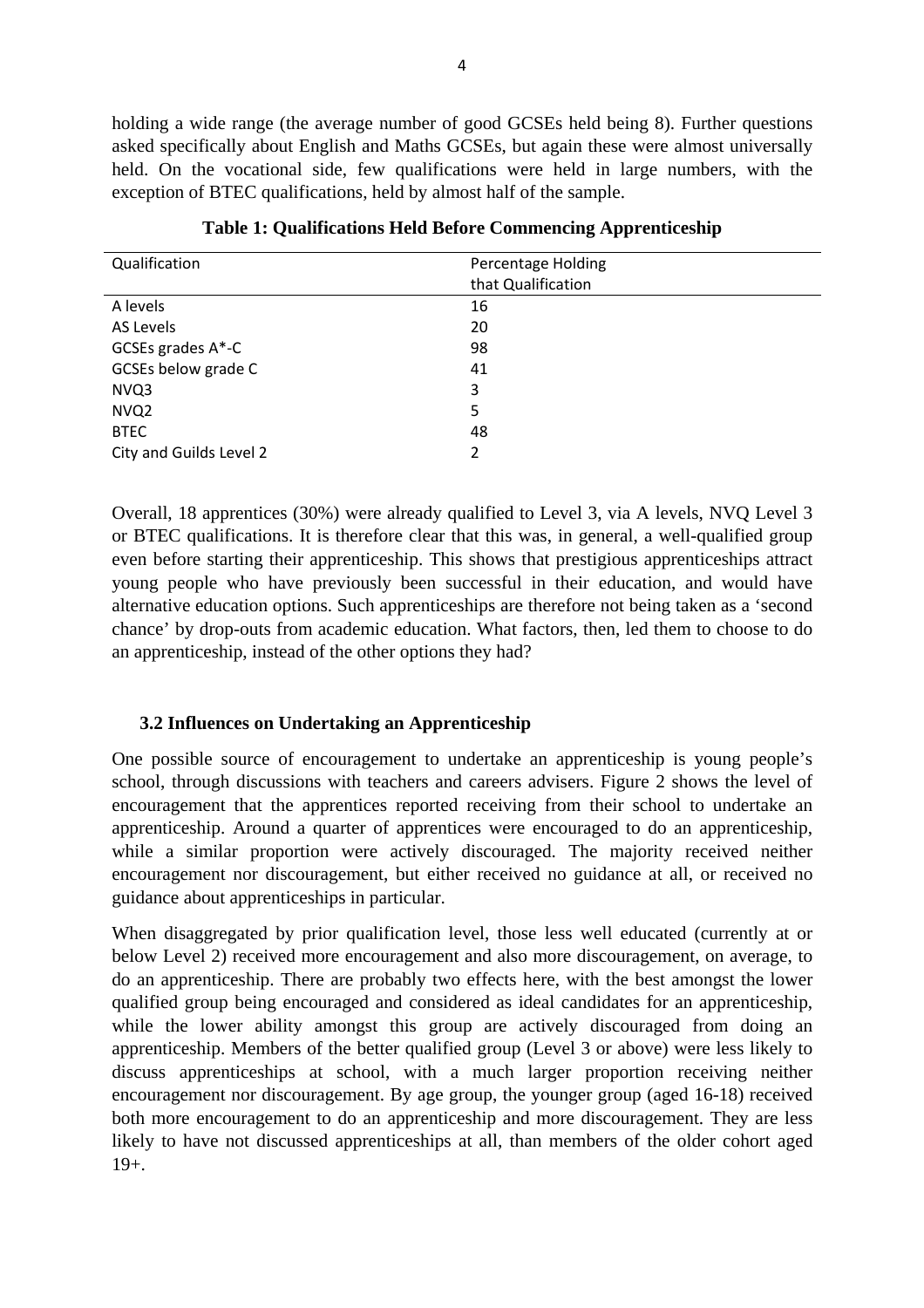holding a wide range (the average number of good GCSEs held being 8). Further questions asked specifically about English and Maths GCSEs, but again these were almost universally held. On the vocational side, few qualifications were held in large numbers, with the exception of BTEC qualifications, held by almost half of the sample.

**Table 1: Qualifications Held Before Commencing Apprenticeship**

| Qualification | Percentage Holding that Qualification |
|---|---|
| A levels | 16 |
| AS Levels | 20 |
| GCSEs grades A*-C | 98 |
| GCSEs below grade C | 41 |
| NVQ3 | 3 |
| NVQ2 | 5 |
| BTEC | 48 |
| City and Guilds Level 2 | 2 |

Overall, 18 apprentices (30%) were already qualified to Level 3, via A levels, NVQ Level 3 or BTEC qualifications. It is therefore clear that this was, in general, a well-qualified group even before starting their apprenticeship. This shows that prestigious apprenticeships attract young people who have previously been successful in their education, and would have alternative education options. Such apprenticeships are therefore not being taken as a 'second chance' by drop-outs from academic education. What factors, then, led them to choose to do an apprenticeship, instead of the other options they had?

### 3.2 Influences on Undertaking an Apprenticeship

One possible source of encouragement to undertake an apprenticeship is young people's school, through discussions with teachers and careers advisers. Figure 2 shows the level of encouragement that the apprentices reported receiving from their school to undertake an apprenticeship. Around a quarter of apprentices were encouraged to do an apprenticeship, while a similar proportion were actively discouraged. The majority received neither encouragement nor discouragement, but either received no guidance at all, or received no guidance about apprenticeships in particular.

When disaggregated by prior qualification level, those less well educated (currently at or below Level 2) received more encouragement and also more discouragement, on average, to do an apprenticeship. There are probably two effects here, with the best amongst the lower qualified group being encouraged and considered as ideal candidates for an apprenticeship, while the lower ability amongst this group are actively discouraged from doing an apprenticeship. Members of the better qualified group (Level 3 or above) were less likely to discuss apprenticeships at school, with a much larger proportion receiving neither encouragement nor discouragement. By age group, the younger group (aged 16-18) received both more encouragement to do an apprenticeship and more discouragement. They are less likely to have not discussed apprenticeships at all, than members of the older cohort aged 19+.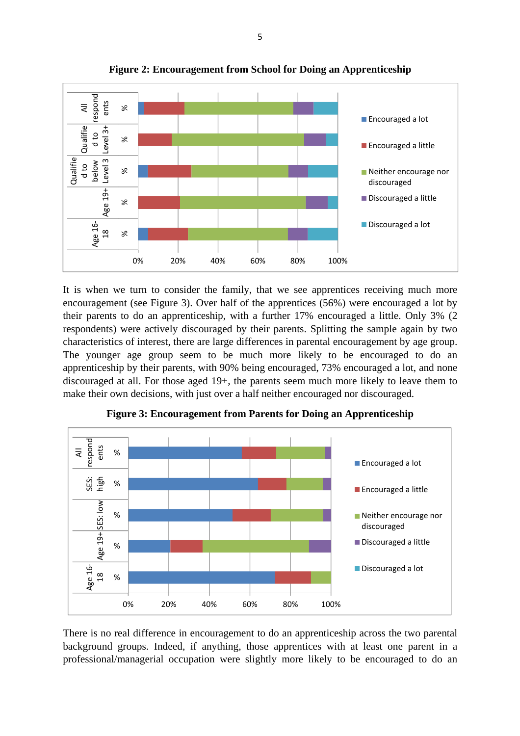**Figure 2: Encouragement from School for Doing an Apprenticeship**

It is when we turn to consider the family, that we see apprentices receiving much more encouragement (see Figure 3). Over half of the apprentices (56%) were encouraged a lot by their parents to do an apprenticeship, with a further 17% encouraged a little. Only 3% (2 respondents) were actively discouraged by their parents. Splitting the sample again by two characteristics of interest, there are large differences in parental encouragement by age group. The younger age group seem to be much more likely to be encouraged to do an apprenticeship by their parents, with 90% being encouraged, 73% encouraged a lot, and none discouraged at all. For those aged 19+, the parents seem much more likely to leave them to make their own decisions, with just over a half neither encouraged nor discouraged.

**Figure 3: Encouragement from Parents for Doing an Apprenticeship**

There is no real difference in encouragement to do an apprenticeship across the two parental background groups. Indeed, if anything, those apprentices with at least one parent in a professional/managerial occupation were slightly more likely to be encouraged to do an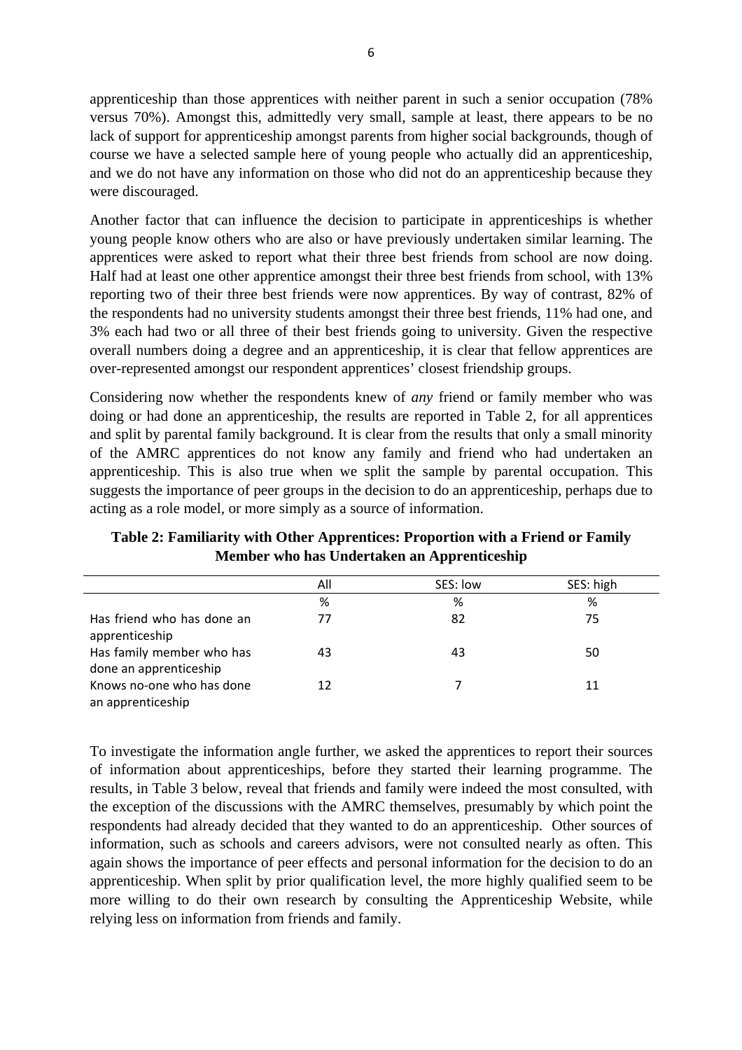apprenticeship than those apprentices with neither parent in such a senior occupation (78% versus 70%). Amongst this, admittedly very small, sample at least, there appears to be no lack of support for apprenticeship amongst parents from higher social backgrounds, though of course we have a selected sample here of young people who actually did an apprenticeship, and we do not have any information on those who did not do an apprenticeship because they were discouraged.

Another factor that can influence the decision to participate in apprenticeships is whether young people know others who are also or have previously undertaken similar learning. The apprentices were asked to report what their three best friends from school are now doing. Half had at least one other apprentice amongst their three best friends from school, with 13% reporting two of their three best friends were now apprentices. By way of contrast, 82% of the respondents had no university students amongst their three best friends, 11% had one, and 3% each had two or all three of their best friends going to university. Given the respective overall numbers doing a degree and an apprenticeship, it is clear that fellow apprentices are over-represented amongst our respondent apprentices' closest friendship groups.

Considering now whether the respondents knew of *any* friend or family member who was doing or had done an apprenticeship, the results are reported in Table 2, for all apprentices and split by parental family background. It is clear from the results that only a small minority of the AMRC apprentices do not know any family and friend who had undertaken an apprenticeship. This is also true when we split the sample by parental occupation. This suggests the importance of peer groups in the decision to do an apprenticeship, perhaps due to acting as a role model, or more simply as a source of information.

**Table 2: Familiarity with Other Apprentices: Proportion with a Friend or Family Member who has Undertaken an Apprenticeship**

| | All | SES: low | SES: high |
|---|---|---|---|
| | % | % | % |
| Has friend who has done an apprenticeship | 77 | 82 | 75 |
| Has family member who has done an apprenticeship | 43 | 43 | 50 |
| Knows no-one who has done an apprenticeship | 12 | 7 | 11 |

To investigate the information angle further, we asked the apprentices to report their sources of information about apprenticeships, before they started their learning programme. The results, in Table 3 below, reveal that friends and family were indeed the most consulted, with the exception of the discussions with the AMRC themselves, presumably by which point the respondents had already decided that they wanted to do an apprenticeship. Other sources of information, such as schools and careers advisors, were not consulted nearly as often. This again shows the importance of peer effects and personal information for the decision to do an apprenticeship. When split by prior qualification level, the more highly qualified seem to be more willing to do their own research by consulting the Apprenticeship Website, while relying less on information from friends and family.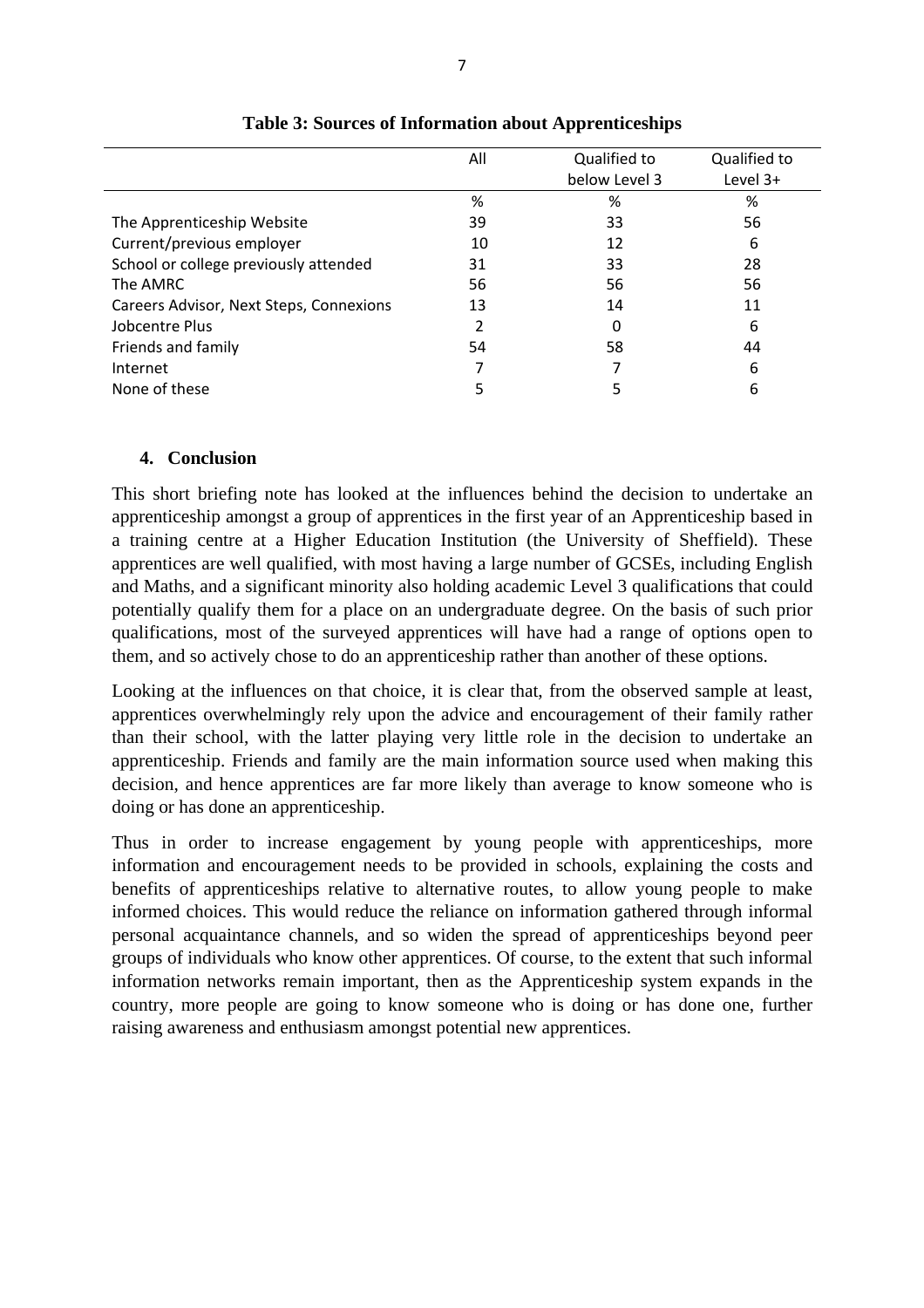**Table 3: Sources of Information about Apprenticeships**

| | All | Qualified to below Level 3 | Qualified to Level 3+ |
|---|---|---|---|
| | % | % | % |
| The Apprenticeship Website | 39 | 33 | 56 |
| Current/previous employer | 10 | 12 | 6 |
| School or college previously attended | 31 | 33 | 28 |
| The AMRC | 56 | 56 | 56 |
| Careers Advisor, Next Steps, Connexions | 13 | 14 | 11 |
| Jobcentre Plus | 2 | 0 | 6 |
| Friends and family | 54 | 58 | 44 |
| Internet | 7 | 7 | 6 |
| None of these | 5 | 5 | 6 |

## 4. Conclusion

This short briefing note has looked at the influences behind the decision to undertake an apprenticeship amongst a group of apprentices in the first year of an Apprenticeship based in a training centre at a Higher Education Institution (the University of Sheffield). These apprentices are well qualified, with most having a large number of GCSEs, including English and Maths, and a significant minority also holding academic Level 3 qualifications that could potentially qualify them for a place on an undergraduate degree. On the basis of such prior qualifications, most of the surveyed apprentices will have had a range of options open to them, and so actively chose to do an apprenticeship rather than another of these options.

Looking at the influences on that choice, it is clear that, from the observed sample at least, apprentices overwhelmingly rely upon the advice and encouragement of their family rather than their school, with the latter playing very little role in the decision to undertake an apprenticeship. Friends and family are the main information source used when making this decision, and hence apprentices are far more likely than average to know someone who is doing or has done an apprenticeship.

Thus in order to increase engagement by young people with apprenticeships, more information and encouragement needs to be provided in schools, explaining the costs and benefits of apprenticeships relative to alternative routes, to allow young people to make informed choices. This would reduce the reliance on information gathered through informal personal acquaintance channels, and so widen the spread of apprenticeships beyond peer groups of individuals who know other apprentices. Of course, to the extent that such informal information networks remain important, then as the Apprenticeship system expands in the country, more people are going to know someone who is doing or has done one, further raising awareness and enthusiasm amongst potential new apprentices.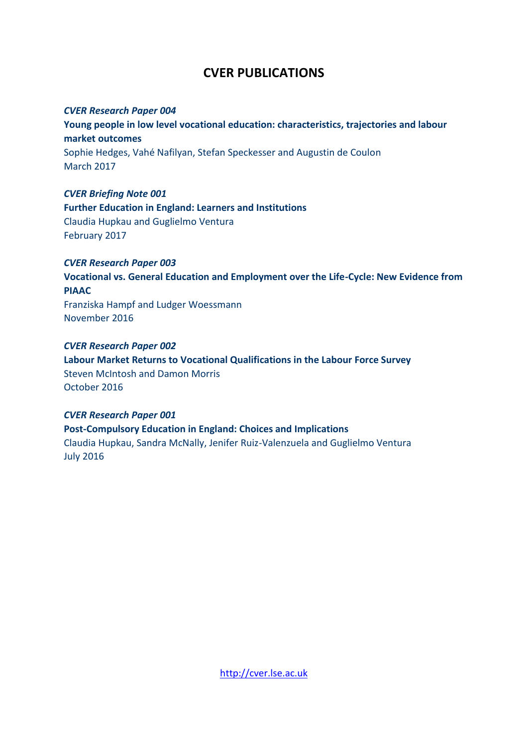# CVER PUBLICATIONS

*CVER Research Paper 004*
**Young people in low level vocational education: characteristics, trajectories and labour market outcomes**
Sophie Hedges, Vahé Nafilyan, Stefan Speckesser and Augustin de Coulon
March 2017

*CVER Briefing Note 001*
**Further Education in England: Learners and Institutions**
Claudia Hupkau and Guglielmo Ventura
February 2017

*CVER Research Paper 003*
**Vocational vs. General Education and Employment over the Life-Cycle: New Evidence from PIAAC**
Franziska Hampf and Ludger Woessmann
November 2016

*CVER Research Paper 002*
**Labour Market Returns to Vocational Qualifications in the Labour Force Survey**
Steven McIntosh and Damon Morris
October 2016

*CVER Research Paper 001*
**Post-Compulsory Education in England: Choices and Implications**
Claudia Hupkau, Sandra McNally, Jenifer Ruiz-Valenzuela and Guglielmo Ventura
July 2016

http://cver.lse.ac.uk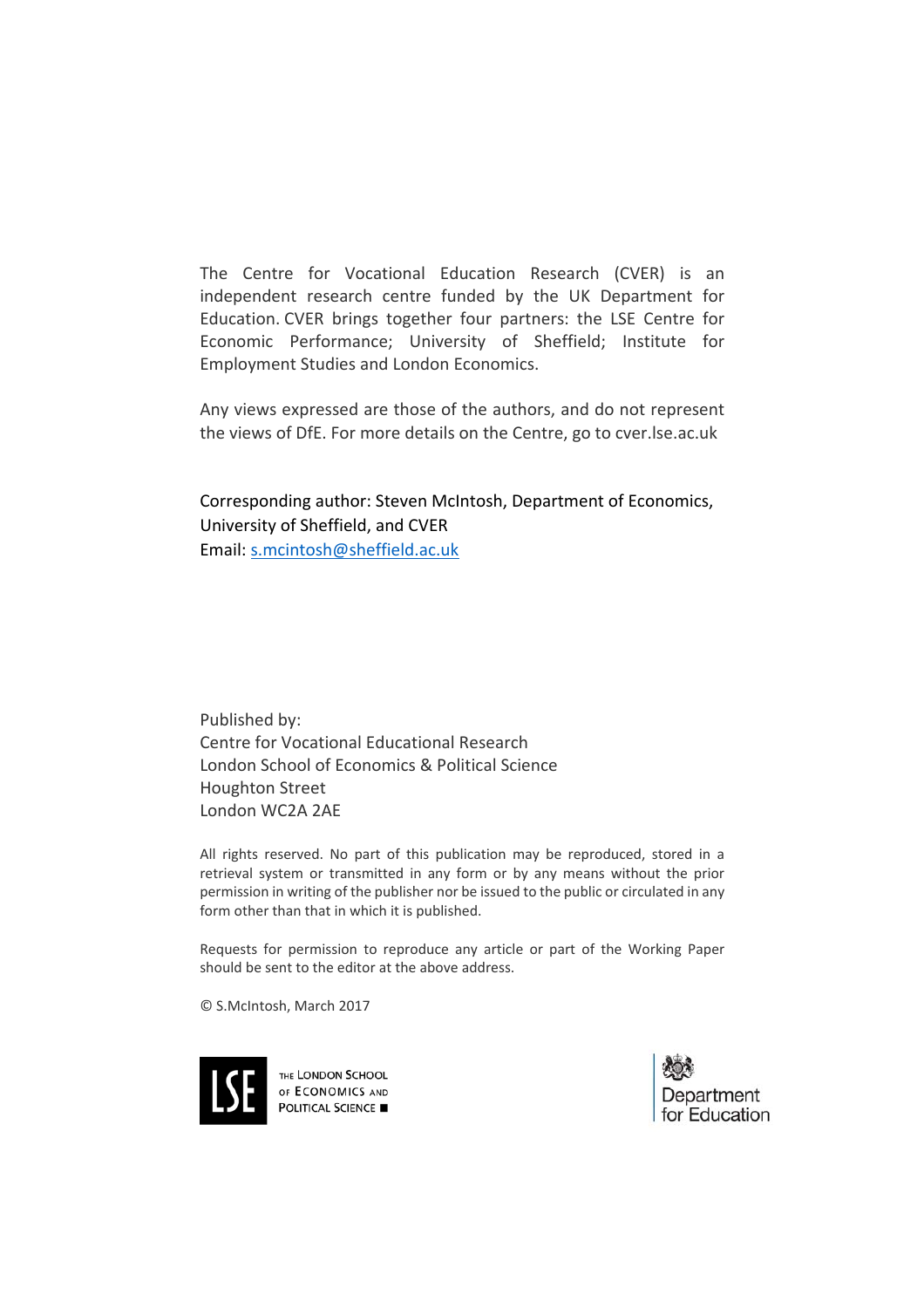The Centre for Vocational Education Research (CVER) is an independent research centre funded by the UK Department for Education. CVER brings together four partners: the LSE Centre for Economic Performance; University of Sheffield; Institute for Employment Studies and London Economics.

Any views expressed are those of the authors, and do not represent the views of DfE. For more details on the Centre, go to cver.lse.ac.uk

Corresponding author: Steven McIntosh, Department of Economics, University of Sheffield, and CVER
Email: [s.mcintosh@sheffield.ac.uk](mailto:s.mcintosh@sheffield.ac.uk)

Published by:
Centre for Vocational Educational Research
London School of Economics & Political Science
Houghton Street
London WC2A 2AE

All rights reserved. No part of this publication may be reproduced, stored in a retrieval system or transmitted in any form or by any means without the prior permission in writing of the publisher nor be issued to the public or circulated in any form other than that in which it is published.

Requests for permission to reproduce any article or part of the Working Paper should be sent to the editor at the above address.

© S.McIntosh, March 2017

LSE
THE LONDON SCHOOL OF ECONOMICS AND POLITICAL SCIENCE

Department for Education